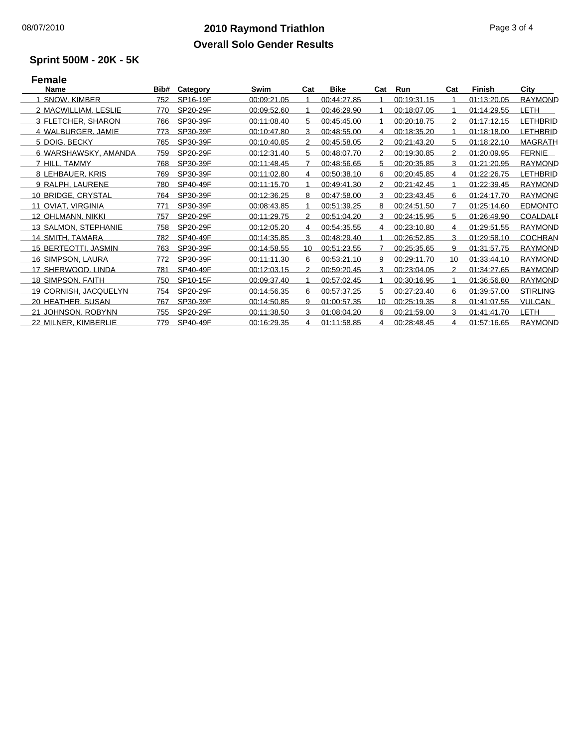# 2010 Raymond Triathlon

## Overall Solo Gender Results

### Sprint 500M - 20K - 5K

#### Female

| Name | Bib# | Category | Swim | Cat | Bike | Cat | Run | Cat | Finish | City |
|---|---|---|---|---|---|---|---|---|---|---|
| 1 SNOW, KIMBER | 752 | SP16-19F | 00:09:21.05 | 1 | 00:44:27.85 | 1 | 00:19:31.15 | 1 | 01:13:20.05 | RAYMOND |
| 2 MACWILLIAM, LESLIE | 770 | SP20-29F | 00:09:52.60 | 1 | 00:46:29.90 | 1 | 00:18:07.05 | 1 | 01:14:29.55 | LETH |
| 3 FLETCHER, SHARON | 766 | SP30-39F | 00:11:08.40 | 5 | 00:45:45.00 | 1 | 00:20:18.75 | 2 | 01:17:12.15 | LETHBRID |
| 4 WALBURGER, JAMIE | 773 | SP30-39F | 00:10:47.80 | 3 | 00:48:55.00 | 4 | 00:18:35.20 | 1 | 01:18:18.00 | LETHBRID |
| 5 DOIG, BECKY | 765 | SP30-39F | 00:10:40.85 | 2 | 00:45:58.05 | 2 | 00:21:43.20 | 5 | 01:18:22.10 | MAGRATH |
| 6 WARSHAWSKY, AMANDA | 759 | SP20-29F | 00:12:31.40 | 5 | 00:48:07.70 | 2 | 00:19:30.85 | 2 | 01:20:09.95 | FERNIE |
| 7 HILL, TAMMY | 768 | SP30-39F | 00:11:48.45 | 7 | 00:48:56.65 | 5 | 00:20:35.85 | 3 | 01:21:20.95 | RAYMOND |
| 8 LEHBAUER, KRIS | 769 | SP30-39F | 00:11:02.80 | 4 | 00:50:38.10 | 6 | 00:20:45.85 | 4 | 01:22:26.75 | LETHBRID |
| 9 RALPH, LAURENE | 780 | SP40-49F | 00:11:15.70 | 1 | 00:49:41.30 | 2 | 00:21:42.45 | 1 | 01:22:39.45 | RAYMOND |
| 10 BRIDGE, CRYSTAL | 764 | SP30-39F | 00:12:36.25 | 8 | 00:47:58.00 | 3 | 00:23:43.45 | 6 | 01:24:17.70 | RAYMONG |
| 11 OVIAT, VIRGINIA | 771 | SP30-39F | 00:08:43.85 | 1 | 00:51:39.25 | 8 | 00:24:51.50 | 7 | 01:25:14.60 | EDMONTO |
| 12 OHLMANN, NIKKI | 757 | SP20-29F | 00:11:29.75 | 2 | 00:51:04.20 | 3 | 00:24:15.95 | 5 | 01:26:49.90 | COALDALE |
| 13 SALMON, STEPHANIE | 758 | SP20-29F | 00:12:05.20 | 4 | 00:54:35.55 | 4 | 00:23:10.80 | 4 | 01:29:51.55 | RAYMOND |
| 14 SMITH, TAMARA | 782 | SP40-49F | 00:14:35.85 | 3 | 00:48:29.40 | 1 | 00:26:52.85 | 3 | 01:29:58.10 | COCHRAN |
| 15 BERTEOTTI, JASMIN | 763 | SP30-39F | 00:14:58.55 | 10 | 00:51:23.55 | 7 | 00:25:35.65 | 9 | 01:31:57.75 | RAYMOND |
| 16 SIMPSON, LAURA | 772 | SP30-39F | 00:11:11.30 | 6 | 00:53:21.10 | 9 | 00:29:11.70 | 10 | 01:33:44.10 | RAYMOND |
| 17 SHERWOOD, LINDA | 781 | SP40-49F | 00:12:03.15 | 2 | 00:59:20.45 | 3 | 00:23:04.05 | 2 | 01:34:27.65 | RAYMOND |
| 18 SIMPSON, FAITH | 750 | SP10-15F | 00:09:37.40 | 1 | 00:57:02.45 | 1 | 00:30:16.95 | 1 | 01:36:56.80 | RAYMOND |
| 19 CORNISH, JACQUELYN | 754 | SP20-29F | 00:14:56.35 | 6 | 00:57:37.25 | 5 | 00:27:23.40 | 6 | 01:39:57.00 | STIRLING |
| 20 HEATHER, SUSAN | 767 | SP30-39F | 00:14:50.85 | 9 | 01:00:57.35 | 10 | 00:25:19.35 | 8 | 01:41:07.55 | VULCAN |
| 21 JOHNSON, ROBYNN | 755 | SP20-29F | 00:11:38.50 | 3 | 01:08:04.20 | 6 | 00:21:59.00 | 3 | 01:41:41.70 | LETH |
| 22 MILNER, KIMBERLIE | 779 | SP40-49F | 00:16:29.35 | 4 | 01:11:58.85 | 4 | 00:28:48.45 | 4 | 01:57:16.65 | RAYMOND |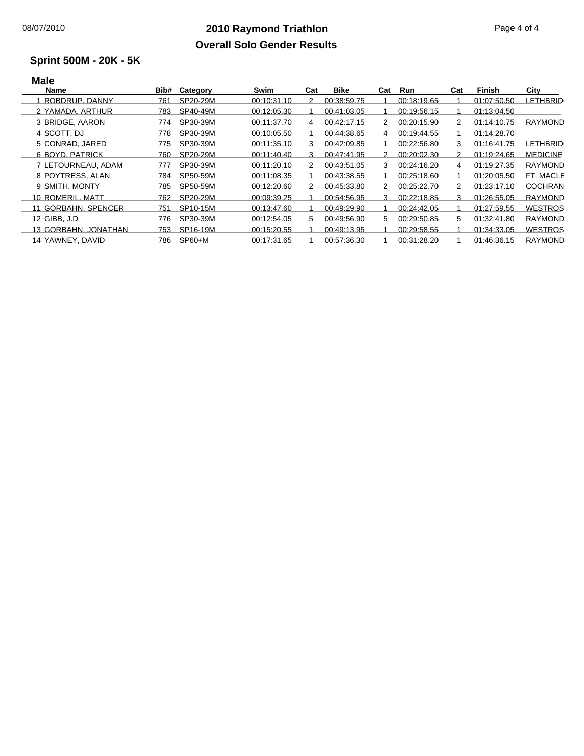# 2010 Raymond Triathlon

## Overall Solo Gender Results

### Sprint 500M - 20K - 5K

#### Male

| Name | Bib# | Category | Swim | Cat | Bike | Cat | Run | Cat | Finish | City |
|---|---|---|---|---|---|---|---|---|---|---|
| 1 ROBDRUP, DANNY | 761 | SP20-29M | 00:10:31.10 | 2 | 00:38:59.75 | 1 | 00:18:19.65 | 1 | 01:07:50.50 | LETHBRID |
| 2 YAMADA, ARTHUR | 783 | SP40-49M | 00:12:05.30 | 1 | 00:41:03.05 | 1 | 00:19:56.15 | 1 | 01:13:04.50 | |
| 3 BRIDGE, AARON | 774 | SP30-39M | 00:11:37.70 | 4 | 00:42:17.15 | 2 | 00:20:15.90 | 2 | 01:14:10.75 | RAYMOND |
| 4 SCOTT, DJ | 778 | SP30-39M | 00:10:05.50 | 1 | 00:44:38.65 | 4 | 00:19:44.55 | 1 | 01:14:28.70 | |
| 5 CONRAD, JARED | 775 | SP30-39M | 00:11:35.10 | 3 | 00:42:09.85 | 1 | 00:22:56.80 | 3 | 01:16:41.75 | LETHBRID |
| 6 BOYD, PATRICK | 760 | SP20-29M | 00:11:40.40 | 3 | 00:47:41.95 | 2 | 00:20:02.30 | 2 | 01:19:24.65 | MEDICINE |
| 7 LETOURNEAU, ADAM | 777 | SP30-39M | 00:11:20.10 | 2 | 00:43:51.05 | 3 | 00:24:16.20 | 4 | 01:19:27.35 | RAYMOND |
| 8 POYTRESS, ALAN | 784 | SP50-59M | 00:11:08.35 | 1 | 00:43:38.55 | 1 | 00:25:18.60 | 1 | 01:20:05.50 | FT. MACLE |
| 9 SMITH, MONTY | 785 | SP50-59M | 00:12:20.60 | 2 | 00:45:33.80 | 2 | 00:25:22.70 | 2 | 01:23:17.10 | COCHRAN |
| 10 ROMERIL, MATT | 762 | SP20-29M | 00:09:39.25 | 1 | 00:54:56.95 | 3 | 00:22:18.85 | 3 | 01:26:55.05 | RAYMOND |
| 11 GORBAHN, SPENCER | 751 | SP10-15M | 00:13:47.60 | 1 | 00:49:29.90 | 1 | 00:24:42.05 | 1 | 01:27:59.55 | WESTROS |
| 12 GIBB, J.D | 776 | SP30-39M | 00:12:54.05 | 5 | 00:49:56.90 | 5 | 00:29:50.85 | 5 | 01:32:41.80 | RAYMOND |
| 13 GORBAHN, JONATHAN | 753 | SP16-19M | 00:15:20.55 | 1 | 00:49:13.95 | 1 | 00:29:58.55 | 1 | 01:34:33.05 | WESTROS |
| 14 YAWNEY, DAVID | 786 | SP60+M | 00:17:31.65 | 1 | 00:57:36.30 | 1 | 00:31:28.20 | 1 | 01:46:36.15 | RAYMOND |